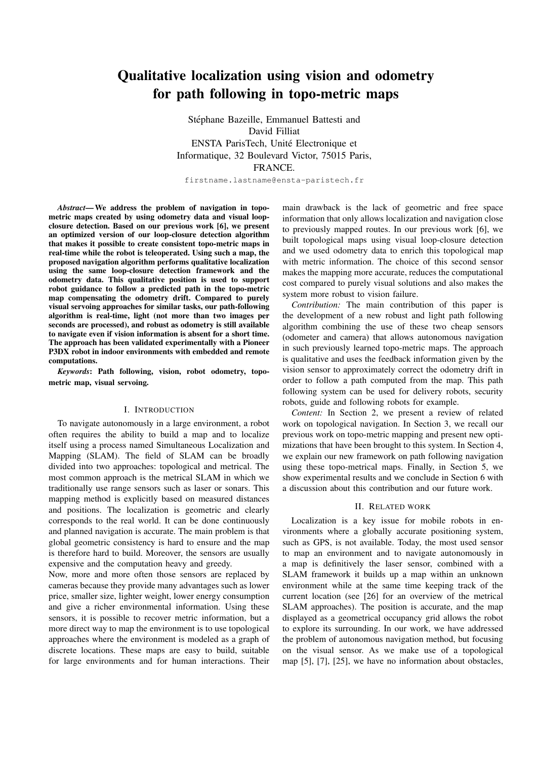# Qualitative localization using vision and odometry for path following in topo-metric maps

Stéphane Bazeille, Emmanuel Battesti and David Filliat
ENSTA ParisTech, Unité Electronique et Informatique, 32 Boulevard Victor, 75015 Paris, FRANCE.
firstname.lastname@ensta-paristech.fr

***Abstract*— We address the problem of navigation in topo-metric maps created by using odometry data and visual loop-closure detection. Based on our previous work [6], we present an optimized version of our loop-closure detection algorithm that makes it possible to create consistent topo-metric maps in real-time while the robot is teleoperated. Using such a map, the proposed navigation algorithm performs qualitative localization using the same loop-closure detection framework and the odometry data. This qualitative position is used to support robot guidance to follow a predicted path in the topo-metric map compensating the odometry drift. Compared to purely visual servoing approaches for similar tasks, our path-following algorithm is real-time, light (not more than two images per seconds are processed), and robust as odometry is still available to navigate even if vision information is absent for a short time. The approach has been validated experimentally with a Pioneer P3DX robot in indoor environments with embedded and remote computations.**

***Keywords*: Path following, vision, robot odometry, topo-metric map, visual servoing.**

## I. Introduction

To navigate autonomously in a large environment, a robot often requires the ability to build a map and to localize itself using a process named Simultaneous Localization and Mapping (SLAM). The field of SLAM can be broadly divided into two approaches: topological and metrical. The most common approach is the metrical SLAM in which we traditionally use range sensors such as laser or sonars. This mapping method is explicitly based on measured distances and positions. The localization is geometric and clearly corresponds to the real world. It can be done continuously and planned navigation is accurate. The main problem is that global geometric consistency is hard to ensure and the map is therefore hard to build. Moreover, the sensors are usually expensive and the computation heavy and greedy.

Now, more and more often those sensors are replaced by cameras because they provide many advantages such as lower price, smaller size, lighter weight, lower energy consumption and give a richer environmental information. Using these sensors, it is possible to recover metric information, but a more direct way to map the environment is to use topological approaches where the environment is modeled as a graph of discrete locations. These maps are easy to build, suitable for large environments and for human interactions. Their main drawback is the lack of geometric and free space information that only allows localization and navigation close to previously mapped routes. In our previous work [6], we built topological maps using visual loop-closure detection and we used odometry data to enrich this topological map with metric information. The choice of this second sensor makes the mapping more accurate, reduces the computational cost compared to purely visual solutions and also makes the system more robust to vision failure.

*Contribution:* The main contribution of this paper is the development of a new robust and light path following algorithm combining the use of these two cheap sensors (odometer and camera) that allows autonomous navigation in such previously learned topo-metric maps. The approach is qualitative and uses the feedback information given by the vision sensor to approximately correct the odometry drift in order to follow a path computed from the map. This path following system can be used for delivery robots, security robots, guide and following robots for example.

*Content:* In Section 2, we present a review of related work on topological navigation. In Section 3, we recall our previous work on topo-metric mapping and present new optimizations that have been brought to this system. In Section 4, we explain our new framework on path following navigation using these topo-metrical maps. Finally, in Section 5, we show experimental results and we conclude in Section 6 with a discussion about this contribution and our future work.

## II. Related work

Localization is a key issue for mobile robots in environments where a globally accurate positioning system, such as GPS, is not available. Today, the most used sensor to map an environment and to navigate autonomously in a map is definitively the laser sensor, combined with a SLAM framework it builds up a map within an unknown environment while at the same time keeping track of the current location (see [26] for an overview of the metrical SLAM approaches). The position is accurate, and the map displayed as a geometrical occupancy grid allows the robot to explore its surrounding. In our work, we have addressed the problem of autonomous navigation method, but focusing on the visual sensor. As we make use of a topological map [5], [7], [25], we have no information about obstacles,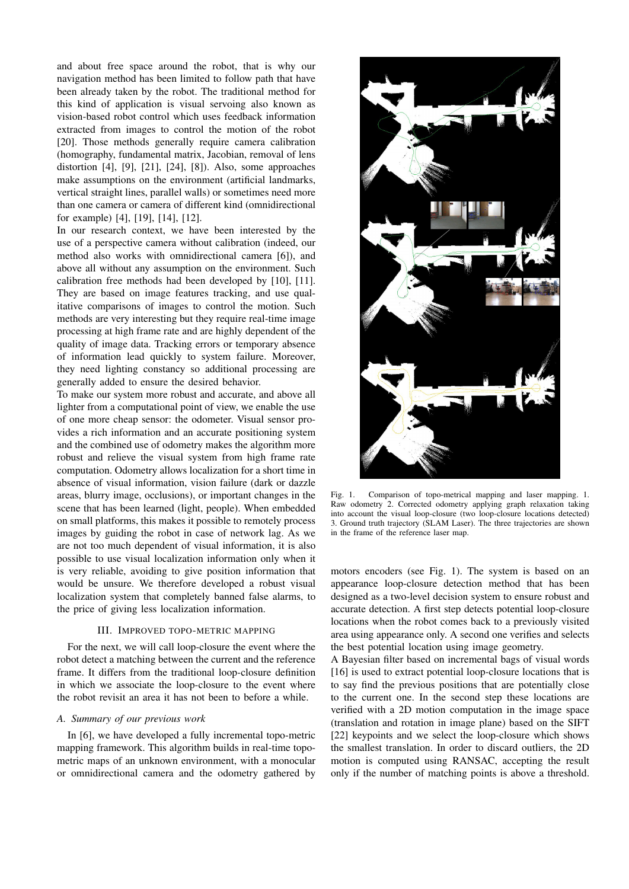and about free space around the robot, that is why our navigation method has been limited to follow path that have been already taken by the robot. The traditional method for this kind of application is visual servoing also known as vision-based robot control which uses feedback information extracted from images to control the motion of the robot [20]. Those methods generally require camera calibration (homography, fundamental matrix, Jacobian, removal of lens distortion [4], [9], [21], [24], [8]). Also, some approaches make assumptions on the environment (artificial landmarks, vertical straight lines, parallel walls) or sometimes need more than one camera or camera of different kind (omnidirectional for example) [4], [19], [14], [12].

In our research context, we have been interested by the use of a perspective camera without calibration (indeed, our method also works with omnidirectional camera [6]), and above all without any assumption on the environment. Such calibration free methods had been developed by [10], [11]. They are based on image features tracking, and use qualitative comparisons of images to control the motion. Such methods are very interesting but they require real-time image processing at high frame rate and are highly dependent of the quality of image data. Tracking errors or temporary absence of information lead quickly to system failure. Moreover, they need lighting constancy so additional processing are generally added to ensure the desired behavior.

To make our system more robust and accurate, and above all lighter from a computational point of view, we enable the use of one more cheap sensor: the odometer. Visual sensor provides a rich information and an accurate positioning system and the combined use of odometry makes the algorithm more robust and relieve the visual system from high frame rate computation. Odometry allows localization for a short time in absence of visual information, vision failure (dark or dazzle areas, blurry image, occlusions), or important changes in the scene that has been learned (light, people). When embedded on small platforms, this makes it possible to remotely process images by guiding the robot in case of network lag. As we are not too much dependent of visual information, it is also possible to use visual localization information only when it is very reliable, avoiding to give position information that would be unsure. We therefore developed a robust visual localization system that completely banned false alarms, to the price of giving less localization information.

## III. Improved topo-metric mapping

For the next, we will call loop-closure the event where the robot detect a matching between the current and the reference frame. It differs from the traditional loop-closure definition in which we associate the loop-closure to the event where the robot revisit an area it has not been to before a while.

### A. Summary of our previous work

In [6], we have developed a fully incremental topo-metric mapping framework. This algorithm builds in real-time topo-metric maps of an unknown environment, with a monocular or omnidirectional camera and the odometry gathered by motors encoders (see Fig. 1). The system is based on an appearance loop-closure detection method that has been designed as a two-level decision system to ensure robust and accurate detection. A first step detects potential loop-closure locations when the robot comes back to a previously visited area using appearance only. A second one verifies and selects the best potential location using image geometry.

A Bayesian filter based on incremental bags of visual words [16] is used to extract potential loop-closure locations that is to say find the previous positions that are potentially close to the current one. In the second step these locations are verified with a 2D motion computation in the image space (translation and rotation in image plane) based on the SIFT [22] keypoints and we select the loop-closure which shows the smallest translation. In order to discard outliers, the 2D motion is computed using RANSAC, accepting the result only if the number of matching points is above a threshold.

Fig. 1. Comparison of topo-metrical mapping and laser mapping. 1. Raw odometry 2. Corrected odometry applying graph relaxation taking into account the visual loop-closure (two loop-closure locations detected) 3. Ground truth trajectory (SLAM Laser). The three trajectories are shown in the frame of the reference laser map.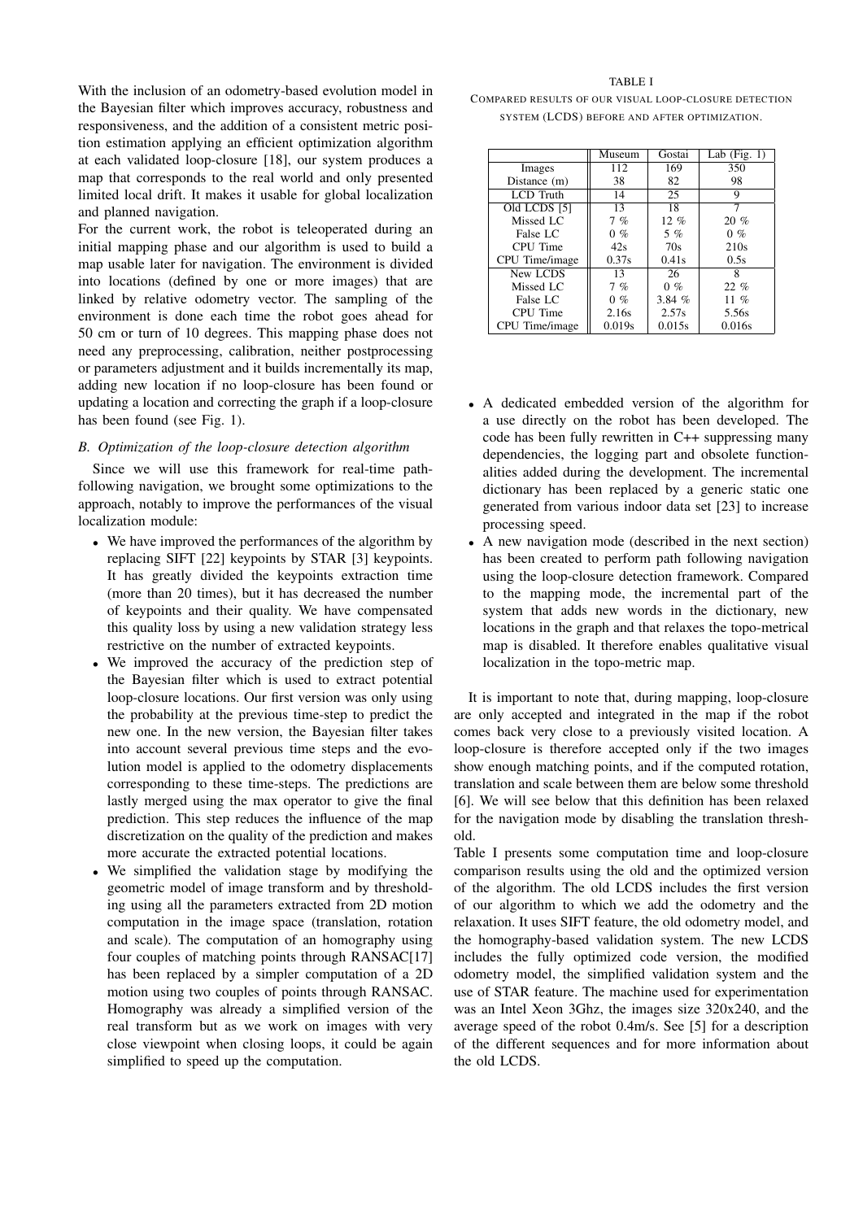With the inclusion of an odometry-based evolution model in the Bayesian filter which improves accuracy, robustness and responsiveness, and the addition of a consistent metric position estimation applying an efficient optimization algorithm at each validated loop-closure [18], our system produces a map that corresponds to the real world and only presented limited local drift. It makes it usable for global localization and planned navigation.

For the current work, the robot is teleoperated during an initial mapping phase and our algorithm is used to build a map usable later for navigation. The environment is divided into locations (defined by one or more images) that are linked by relative odometry vector. The sampling of the environment is done each time the robot goes ahead for 50 cm or turn of 10 degrees. This mapping phase does not need any preprocessing, calibration, neither postprocessing or parameters adjustment and it builds incrementally its map, adding new location if no loop-closure has been found or updating a location and correcting the graph if a loop-closure has been found (see Fig. 1).

### B. Optimization of the loop-closure detection algorithm

Since we will use this framework for real-time path-following navigation, we brought some optimizations to the approach, notably to improve the performances of the visual localization module:

- We have improved the performances of the algorithm by replacing SIFT [22] keypoints by STAR [3] keypoints. It has greatly divided the keypoints extraction time (more than 20 times), but it has decreased the number of keypoints and their quality. We have compensated this quality loss by using a new validation strategy less restrictive on the number of extracted keypoints.
- We improved the accuracy of the prediction step of the Bayesian filter which is used to extract potential loop-closure locations. Our first version was only using the probability at the previous time-step to predict the new one. In the new version, the Bayesian filter takes into account several previous time steps and the evolution model is applied to the odometry displacements corresponding to these time-steps. The predictions are lastly merged using the max operator to give the final prediction. This step reduces the influence of the map discretization on the quality of the prediction and makes more accurate the extracted potential locations.
- We simplified the validation stage by modifying the geometric model of image transform and by thresholding using all the parameters extracted from 2D motion computation in the image space (translation, rotation and scale). The computation of an homography using four couples of matching points through RANSAC[17] has been replaced by a simpler computation of a 2D motion using two couples of points through RANSAC. Homography was already a simplified version of the real transform but as we work on images with very close viewpoint when closing loops, it could be again simplified to speed up the computation.

TABLE I

COMPARED RESULTS OF OUR VISUAL LOOP-CLOSURE DETECTION SYSTEM (LCDS) BEFORE AND AFTER OPTIMIZATION.

| | Museum | Gostai | Lab (Fig. 1) |
|---|---|---|---|
| Images | 112 | 169 | 350 |
| Distance (m) | 38 | 82 | 98 |
| LCD Truth | 14 | 25 | 9 |
| Old LCDS [5] | 13 | 18 | 7 |
| Missed LC | 7 % | 12 % | 20 % |
| False LC | 0 % | 5 % | 0 % |
| CPU Time | 42s | 70s | 210s |
| CPU Time/image | 0.37s | 0.41s | 0.5s |
| New LCDS | 13 | 26 | 8 |
| Missed LC | 7 % | 0 % | 22 % |
| False LC | 0 % | 3.84 % | 11 % |
| CPU Time | 2.16s | 2.57s | 5.56s |
| CPU Time/image | 0.019s | 0.015s | 0.016s |

- A dedicated embedded version of the algorithm for a use directly on the robot has been developed. The code has been fully rewritten in C++ suppressing many dependencies, the logging part and obsolete functionalities added during the development. The incremental dictionary has been replaced by a generic static one generated from various indoor data set [23] to increase processing speed.
- A new navigation mode (described in the next section) has been created to perform path following navigation using the loop-closure detection framework. Compared to the mapping mode, the incremental part of the system that adds new words in the dictionary, new locations in the graph and that relaxes the topo-metrical map is disabled. It therefore enables qualitative visual localization in the topo-metric map.

It is important to note that, during mapping, loop-closure are only accepted and integrated in the map if the robot comes back very close to a previously visited location. A loop-closure is therefore accepted only if the two images show enough matching points, and if the computed rotation, translation and scale between them are below some threshold [6]. We will see below that this definition has been relaxed for the navigation mode by disabling the translation threshold.

Table I presents some computation time and loop-closure comparison results using the old and the optimized version of the algorithm. The old LCDS includes the first version of our algorithm to which we add the odometry and the relaxation. It uses SIFT feature, the old odometry model, and the homography-based validation system. The new LCDS includes the fully optimized code version, the modified odometry model, the simplified validation system and the use of STAR feature. The machine used for experimentation was an Intel Xeon 3Ghz, the images size 320x240, and the average speed of the robot 0.4m/s. See [5] for a description of the different sequences and for more information about the old LCDS.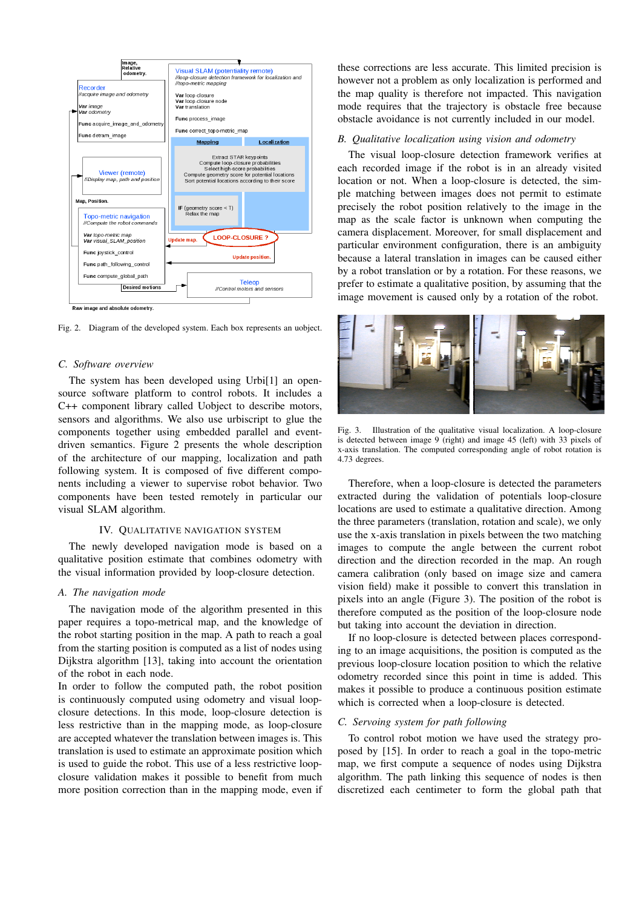Fig. 2. Diagram of the developed system. Each box represents an uobject.

### C. Software overview

The system has been developed using Urbi[1] an open-source software platform to control robots. It includes a C++ component library called Uobject to describe motors, sensors and algorithms. We also use urbiscript to glue the components together using embedded parallel and event-driven semantics. Figure 2 presents the whole description of the architecture of our mapping, localization and path following system. It is composed of five different components including a viewer to supervise robot behavior. Two components have been tested remotely in particular our visual SLAM algorithm.

## IV. Qualitative navigation system

The newly developed navigation mode is based on a qualitative position estimate that combines odometry with the visual information provided by loop-closure detection.

### A. The navigation mode

The navigation mode of the algorithm presented in this paper requires a topo-metrical map, and the knowledge of the robot starting position in the map. A path to reach a goal from the starting position is computed as a list of nodes using Dijkstra algorithm [13], taking into account the orientation of the robot in each node.

In order to follow the computed path, the robot position is continuously computed using odometry and visual loop-closure detections. In this mode, loop-closure detection is less restrictive than in the mapping mode, as loop-closure are accepted whatever the translation between images is. This translation is used to estimate an approximate position which is used to guide the robot. This use of a less restrictive loop-closure validation makes it possible to benefit from much more position correction than in the mapping mode, even if these corrections are less accurate. This limited precision is however not a problem as only localization is performed and the map quality is therefore not impacted. This navigation mode requires that the trajectory is obstacle free because obstacle avoidance is not currently included in our model.

### B. Qualitative localization using vision and odometry

The visual loop-closure detection framework verifies at each recorded image if the robot is in an already visited location or not. When a loop-closure is detected, the simple matching between images does not permit to estimate precisely the robot position relatively to the image in the map as the scale factor is unknown when computing the camera displacement. Moreover, for small displacement and particular environment configuration, there is an ambiguity because a lateral translation in images can be caused either by a robot translation or by a rotation. For these reasons, we prefer to estimate a qualitative position, by assuming that the image movement is caused only by a rotation of the robot.

Fig. 3. Illustration of the qualitative visual localization. A loop-closure is detected between image 9 (right) and image 45 (left) with 33 pixels of x-axis translation. The computed corresponding angle of robot rotation is 4.73 degrees.

Therefore, when a loop-closure is detected the parameters extracted during the validation of potentials loop-closure locations are used to estimate a qualitative direction. Among the three parameters (translation, rotation and scale), we only use the x-axis translation in pixels between the two matching images to compute the angle between the current robot direction and the direction recorded in the map. An rough camera calibration (only based on image size and camera vision field) make it possible to convert this translation in pixels into an angle (Figure 3). The position of the robot is therefore computed as the position of the loop-closure node but taking into account the deviation in direction.

If no loop-closure is detected between places corresponding to an image acquisitions, the position is computed as the previous loop-closure location position to which the relative odometry recorded since this point in time is added. This makes it possible to produce a continuous position estimate which is corrected when a loop-closure is detected.

### C. Servoing system for path following

To control robot motion we have used the strategy proposed by [15]. In order to reach a goal in the topo-metric map, we first compute a sequence of nodes using Dijkstra algorithm. The path linking this sequence of nodes is then discretized each centimeter to form the global path that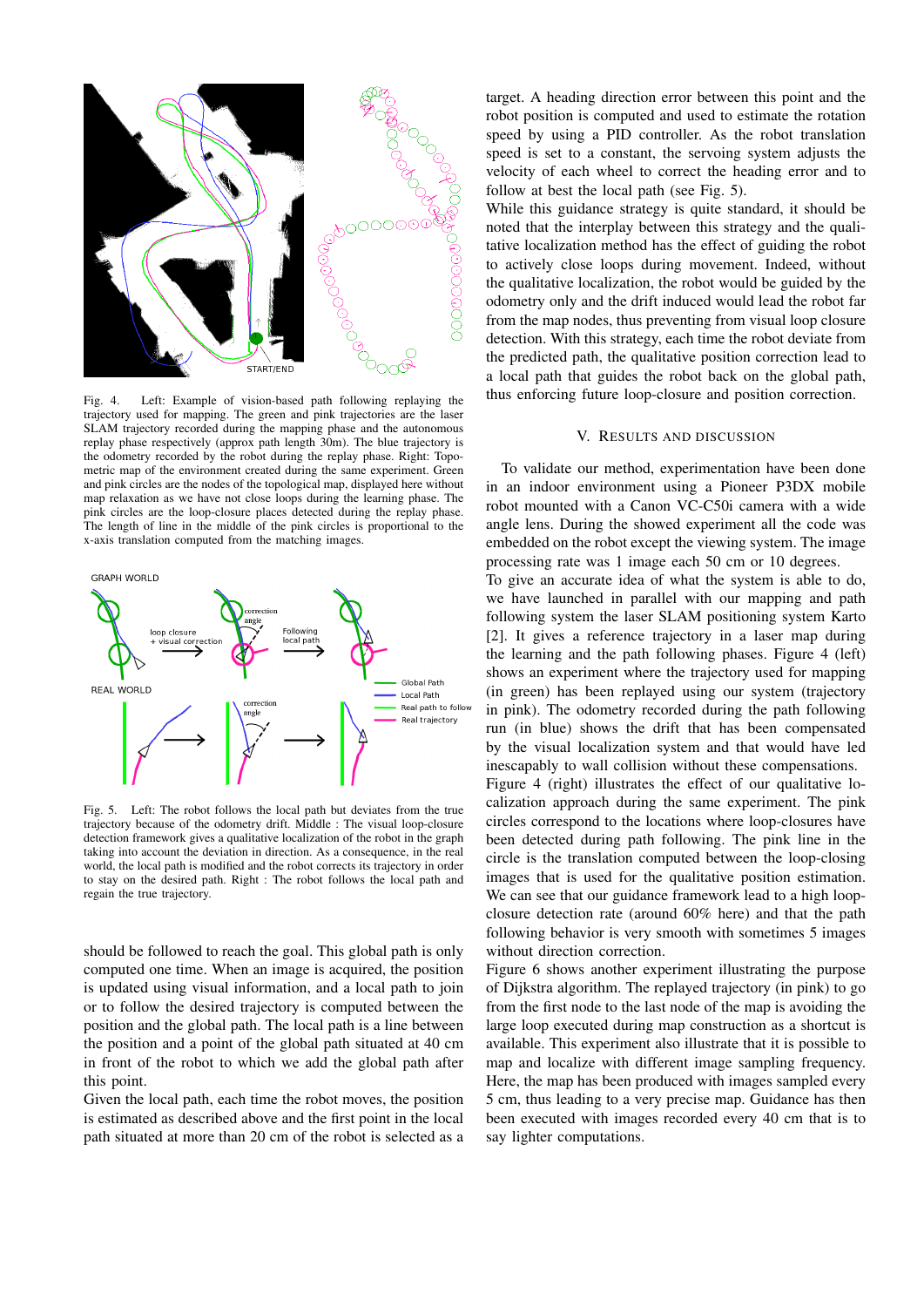Fig. 4. Left: Example of vision-based path following replaying the trajectory used for mapping. The green and pink trajectories are the laser SLAM trajectory recorded during the mapping phase and the autonomous replay phase respectively (approx path length 30m). The blue trajectory is the odometry recorded by the robot during the replay phase. Right: Topo-metric map of the environment created during the same experiment. Green and pink circles are the nodes of the topological map, displayed here without map relaxation as we have not close loops during the learning phase. The pink circles are the loop-closure places detected during the replay phase. The length of line in the middle of the pink circles is proportional to the x-axis translation computed from the matching images.

Fig. 5. Left: The robot follows the local path but deviates from the true trajectory because of the odometry drift. Middle : The visual loop-closure detection framework gives a qualitative localization of the robot in the graph taking into account the deviation in direction. As a consequence, in the real world, the local path is modified and the robot corrects its trajectory in order to stay on the desired path. Right : The robot follows the local path and regain the true trajectory.

should be followed to reach the goal. This global path is only computed one time. When an image is acquired, the position is updated using visual information, and a local path to join or to follow the desired trajectory is computed between the position and the global path. The local path is a line between the position and a point of the global path situated at 40 cm in front of the robot to which we add the global path after this point.

Given the local path, each time the robot moves, the position is estimated as described above and the first point in the local path situated at more than 20 cm of the robot is selected as a target. A heading direction error between this point and the robot position is computed and used to estimate the rotation speed by using a PID controller. As the robot translation speed is set to a constant, the servoing system adjusts the velocity of each wheel to correct the heading error and to follow at best the local path (see Fig. 5).

While this guidance strategy is quite standard, it should be noted that the interplay between this strategy and the qualitative localization method has the effect of guiding the robot to actively close loops during movement. Indeed, without the qualitative localization, the robot would be guided by the odometry only and the drift induced would lead the robot far from the map nodes, thus preventing from visual loop closure detection. With this strategy, each time the robot deviate from the predicted path, the qualitative position correction lead to a local path that guides the robot back on the global path, thus enforcing future loop-closure and position correction.

## V. Results and Discussion

To validate our method, experimentation have been done in an indoor environment using a Pioneer P3DX mobile robot mounted with a Canon VC-C50i camera with a wide angle lens. During the showed experiment all the code was embedded on the robot except the viewing system. The image processing rate was 1 image each 50 cm or 10 degrees.

To give an accurate idea of what the system is able to do, we have launched in parallel with our mapping and path following system the laser SLAM positioning system Karto [2]. It gives a reference trajectory in a laser map during the learning and the path following phases. Figure 4 (left) shows an experiment where the trajectory used for mapping (in green) has been replayed using our system (trajectory in pink). The odometry recorded during the path following run (in blue) shows the drift that has been compensated by the visual localization system and that would have led inescapably to wall collision without these compensations.

Figure 4 (right) illustrates the effect of our qualitative localization approach during the same experiment. The pink circles correspond to the locations where loop-closures have been detected during path following. The pink line in the circle is the translation computed between the loop-closing images that is used for the qualitative position estimation. We can see that our guidance framework lead to a high loop-closure detection rate (around 60% here) and that the path following behavior is very smooth with sometimes 5 images without direction correction.

Figure 6 shows another experiment illustrating the purpose of Dijkstra algorithm. The replayed trajectory (in pink) to go from the first node to the last node of the map is avoiding the large loop executed during map construction as a shortcut is available. This experiment also illustrate that it is possible to map and localize with different image sampling frequency. Here, the map has been produced with images sampled every 5 cm, thus leading to a very precise map. Guidance has then been executed with images recorded every 40 cm that is to say lighter computations.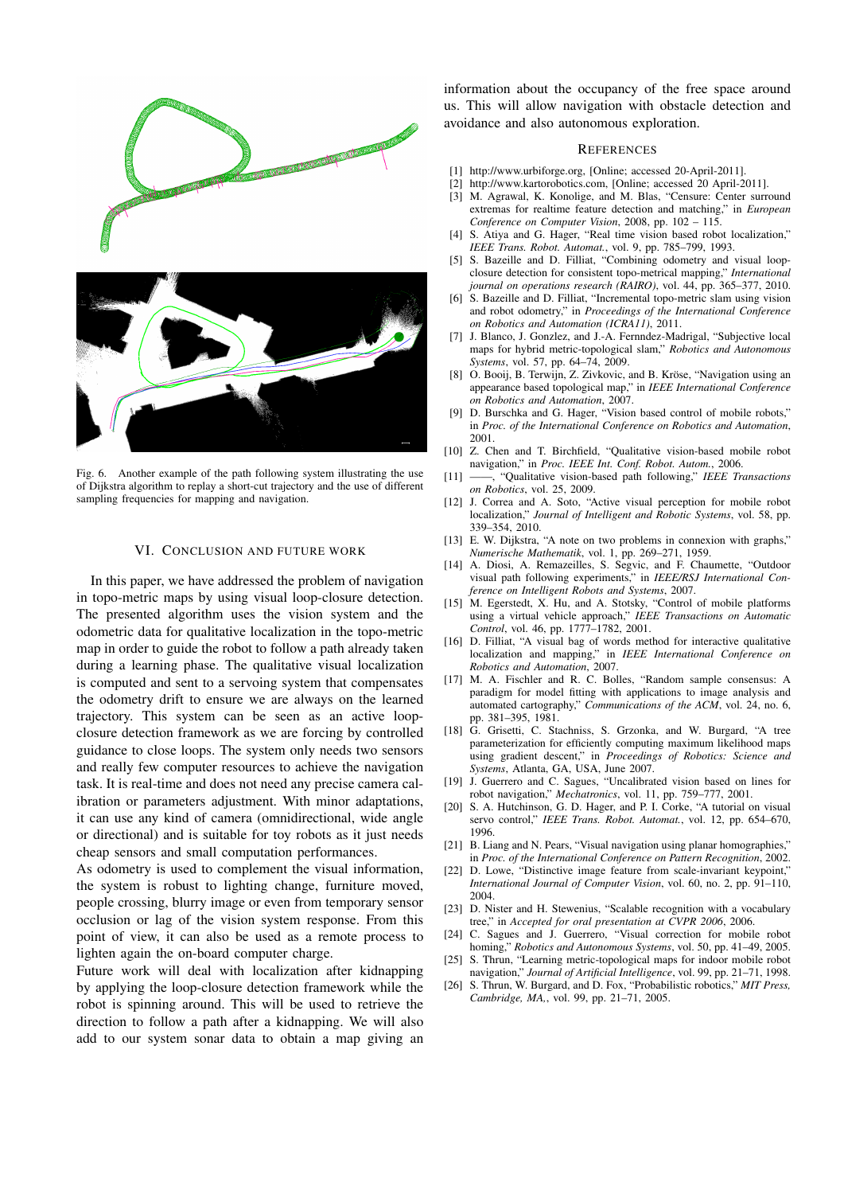Fig. 6. Another example of the path following system illustrating the use of Dijkstra algorithm to replay a short-cut trajectory and the use of different sampling frequencies for mapping and navigation.

## VI. Conclusion and Future Work

In this paper, we have addressed the problem of navigation in topo-metric maps by using visual loop-closure detection. The presented algorithm uses the vision system and the odometric data for qualitative localization in the topo-metric map in order to guide the robot to follow a path already taken during a learning phase. The qualitative visual localization is computed and sent to a servoing system that compensates the odometry drift to ensure we are always on the learned trajectory. This system can be seen as an active loop-closure detection framework as we are forcing by controlled guidance to close loops. The system only needs two sensors and really few computer resources to achieve the navigation task. It is real-time and does not need any precise camera calibration or parameters adjustment. With minor adaptations, it can use any kind of camera (omnidirectional, wide angle or directional) and is suitable for toy robots as it just needs cheap sensors and small computation performances.

As odometry is used to complement the visual information, the system is robust to lighting change, furniture moved, people crossing, blurry image or even from temporary sensor occlusion or lag of the vision system response. From this point of view, it can also be used as a remote process to lighten again the on-board computer charge.

Future work will deal with localization after kidnapping by applying the loop-closure detection framework while the robot is spinning around. This will be used to retrieve the direction to follow a path after a kidnapping. We will also add to our system sonar data to obtain a map giving an information about the occupancy of the free space around us. This will allow navigation with obstacle detection and avoidance and also autonomous exploration.

## References

[1] http://www.urbiforge.org, [Online; accessed 20-April-2011].

[2] http://www.kartorobotics.com, [Online; accessed 20 April-2011].

[3] M. Agrawal, K. Konolige, and M. Blas, "Censure: Center surround extremas for realtime feature detection and matching," in *European Conference on Computer Vision*, 2008, pp. 102 – 115.

[4] S. Atiya and G. Hager, "Real time vision based robot localization," *IEEE Trans. Robot. Automat.*, vol. 9, pp. 785–799, 1993.

[5] S. Bazeille and D. Filliat, "Combining odometry and visual loop-closure detection for consistent topo-metrical mapping," *International journal on operations research (RAIRO)*, vol. 44, pp. 365–377, 2010.

[6] S. Bazeille and D. Filliat, "Incremental topo-metric slam using vision and robot odometry," in *Proceedings of the International Conference on Robotics and Automation (ICRA11)*, 2011.

[7] J. Blanco, J. Gonzlez, and J.-A. Fernndez-Madrigal, "Subjective local maps for hybrid metric-topological slam," *Robotics and Autonomous Systems*, vol. 57, pp. 64–74, 2009.

[8] O. Booij, B. Terwijn, Z. Zivkovic, and B. Kröse, "Navigation using an appearance based topological map," in *IEEE International Conference on Robotics and Automation*, 2007.

[9] D. Burschka and G. Hager, "Vision based control of mobile robots," in *Proc. of the International Conference on Robotics and Automation*, 2001.

[10] Z. Chen and T. Birchfield, "Qualitative vision-based mobile robot navigation," in *Proc. IEEE Int. Conf. Robot. Autom.*, 2006.

[11] ——, "Qualitative vision-based path following," *IEEE Transactions on Robotics*, vol. 25, 2009.

[12] J. Correa and A. Soto, "Active visual perception for mobile robot localization," *Journal of Intelligent and Robotic Systems*, vol. 58, pp. 339–354, 2010.

[13] E. W. Dijkstra, "A note on two problems in connexion with graphs," *Numerische Mathematik*, vol. 1, pp. 269–271, 1959.

[14] A. Diosi, A. Remazeilles, S. Segvic, and F. Chaumette, "Outdoor visual path following experiments," in *IEEE/RSJ International Conference on Intelligent Robots and Systems*, 2007.

[15] M. Egerstedt, X. Hu, and A. Stotsky, "Control of mobile platforms using a virtual vehicle approach," *IEEE Transactions on Automatic Control*, vol. 46, pp. 1777–1782, 2001.

[16] D. Filliat, "A visual bag of words method for interactive qualitative localization and mapping," in *IEEE International Conference on Robotics and Automation*, 2007.

[17] M. A. Fischler and R. C. Bolles, "Random sample consensus: A paradigm for model fitting with applications to image analysis and automated cartography," *Communications of the ACM*, vol. 24, no. 6, pp. 381–395, 1981.

[18] G. Grisetti, C. Stachniss, S. Grzonka, and W. Burgard, "A tree parameterization for efficiently computing maximum likelihood maps using gradient descent," in *Proceedings of Robotics: Science and Systems*, Atlanta, GA, USA, June 2007.

[19] J. Guerrero and C. Sagues, "Uncalibrated vision based on lines for robot navigation," *Mechatronics*, vol. 11, pp. 759–777, 2001.

[20] S. A. Hutchinson, G. D. Hager, and P. I. Corke, "A tutorial on visual servo control," *IEEE Trans. Robot. Automat.*, vol. 12, pp. 654–670, 1996.

[21] B. Liang and N. Pears, "Visual navigation using planar homographies," in *Proc. of the International Conference on Pattern Recognition*, 2002.

[22] D. Lowe, "Distinctive image feature from scale-invariant keypoint," *International Journal of Computer Vision*, vol. 60, no. 2, pp. 91–110, 2004.

[23] D. Nister and H. Stewenius, "Scalable recognition with a vocabulary tree," in *Accepted for oral presentation at CVPR 2006*, 2006.

[24] C. Sagues and J. Guerrero, "Visual correction for mobile robot homing," *Robotics and Autonomous Systems*, vol. 50, pp. 41–49, 2005.

[25] S. Thrun, "Learning metric-topological maps for indoor mobile robot navigation," *Journal of Artificial Intelligence*, vol. 99, pp. 21–71, 1998.

[26] S. Thrun, W. Burgard, and D. Fox, "Probabilistic robotics," *MIT Press, Cambridge, MA,*, vol. 99, pp. 21–71, 2005.